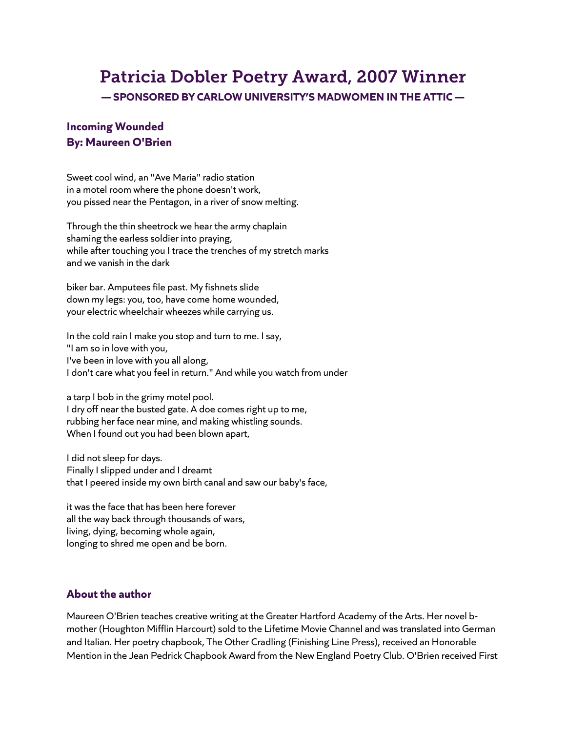# Patricia Dobler Poetry Award, 2007 Winner

**— SPONSORED BY CARLOW UNIVERSITY'S MADWOMEN IN THE ATTIC —**

### Incoming Wounded
### By: Maureen O'Brien

Sweet cool wind, an "Ave Maria" radio station
in a motel room where the phone doesn't work,
you pissed near the Pentagon, in a river of snow melting.

Through the thin sheetrock we hear the army chaplain
shaming the earless soldier into praying,
while after touching you I trace the trenches of my stretch marks
and we vanish in the dark

biker bar. Amputees file past. My fishnets slide
down my legs: you, too, have come home wounded,
your electric wheelchair wheezes while carrying us.

In the cold rain I make you stop and turn to me. I say,
"I am so in love with you,
I've been in love with you all along,
I don't care what you feel in return." And while you watch from under

a tarp I bob in the grimy motel pool.
I dry off near the busted gate. A doe comes right up to me,
rubbing her face near mine, and making whistling sounds.
When I found out you had been blown apart,

I did not sleep for days.
Finally I slipped under and I dreamt
that I peered inside my own birth canal and saw our baby's face,

it was the face that has been here forever
all the way back through thousands of wars,
living, dying, becoming whole again,
longing to shred me open and be born.

### About the author

Maureen O'Brien teaches creative writing at the Greater Hartford Academy of the Arts. Her novel b-mother (Houghton Mifflin Harcourt) sold to the Lifetime Movie Channel and was translated into German and Italian. Her poetry chapbook, The Other Cradling (Finishing Line Press), received an Honorable Mention in the Jean Pedrick Chapbook Award from the New England Poetry Club. O'Brien received First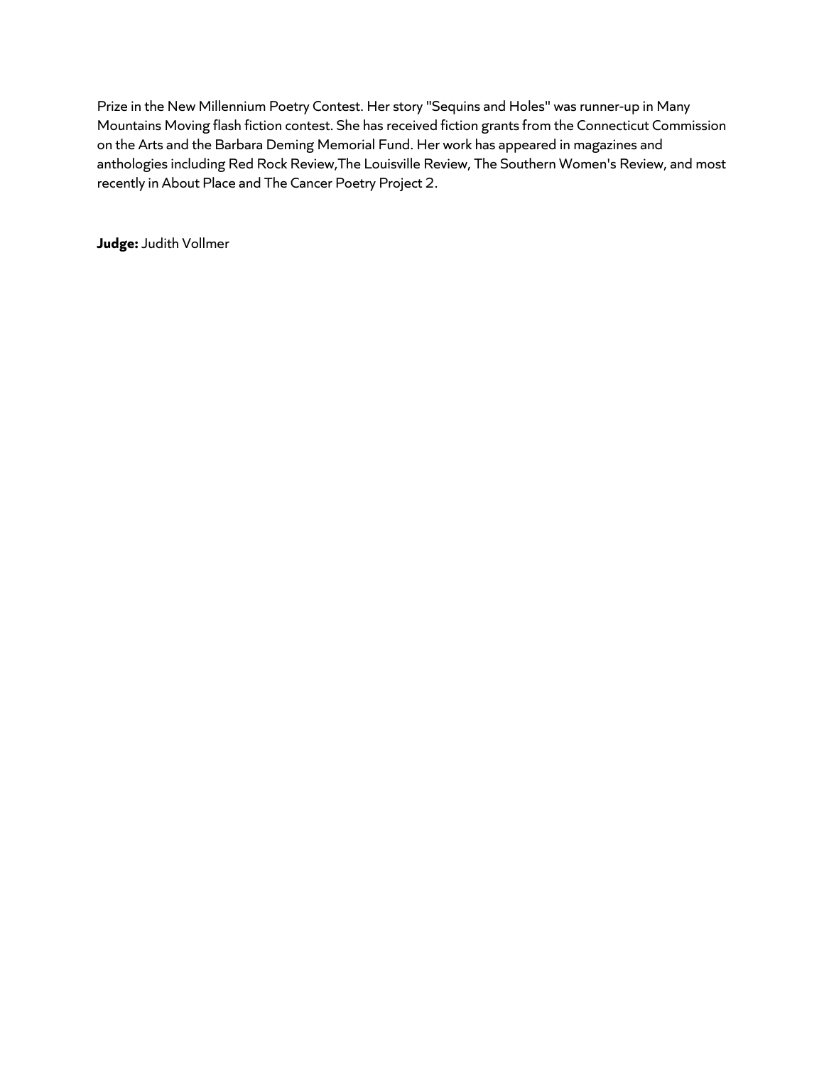Prize in the New Millennium Poetry Contest. Her story "Sequins and Holes" was runner-up in Many Mountains Moving flash fiction contest. She has received fiction grants from the Connecticut Commission on the Arts and the Barbara Deming Memorial Fund. Her work has appeared in magazines and anthologies including Red Rock Review,The Louisville Review, The Southern Women's Review, and most recently in About Place and The Cancer Poetry Project 2.

**Judge:** Judith Vollmer